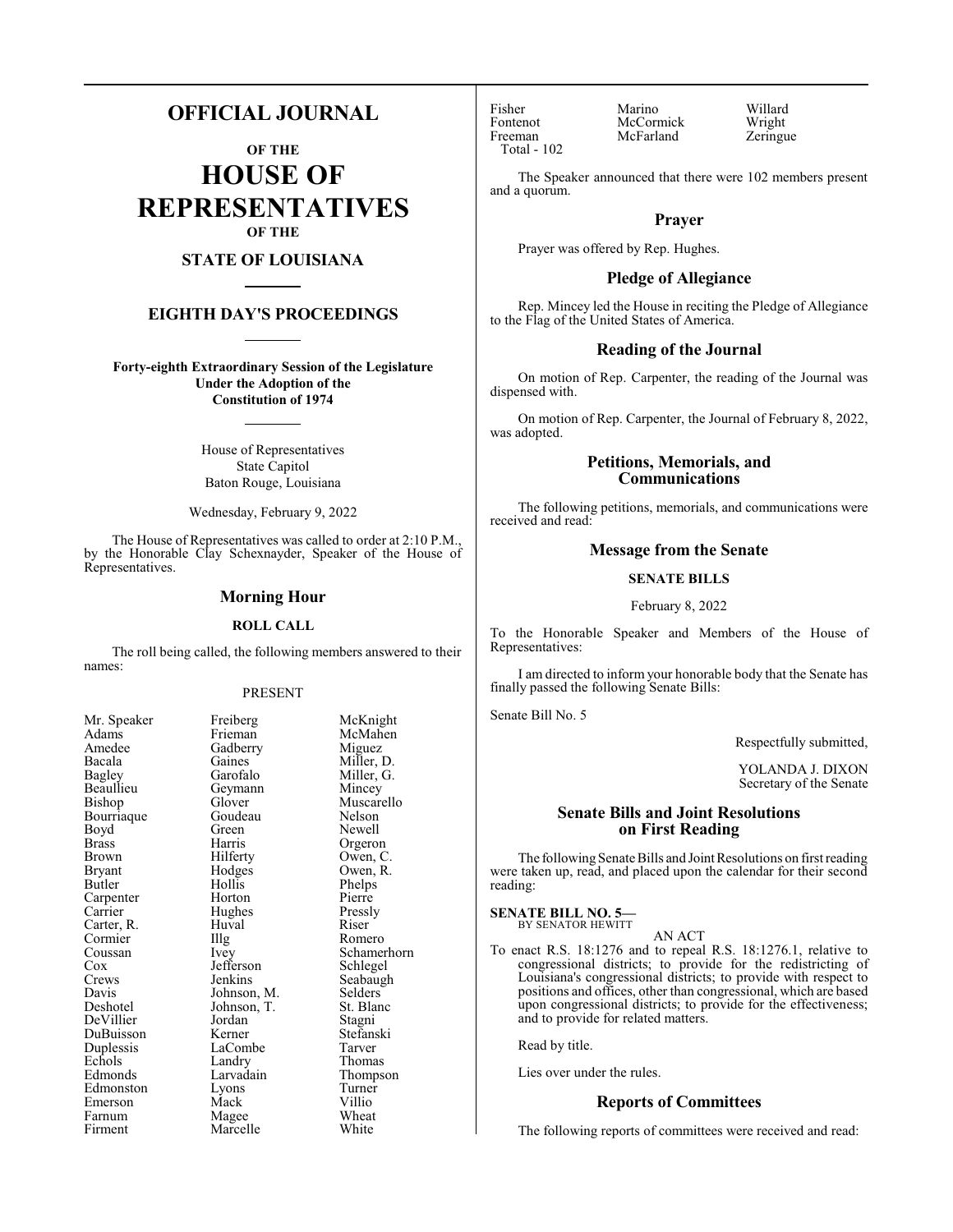# OFFICIAL JOURNAL

**OF THE**

# HOUSE OF REPRESENTATIVES

**OF THE**

## STATE OF LOUISIANA

## EIGHTH DAY'S PROCEEDINGS

**Forty-eighth Extraordinary Session of the Legislature Under the Adoption of the Constitution of 1974**

House of Representatives
State Capitol
Baton Rouge, Louisiana

Wednesday, February 9, 2022

The House of Representatives was called to order at 2:10 P.M., by the Honorable Clay Schexnayder, Speaker of the House of Representatives.

### Morning Hour

#### ROLL CALL

The roll being called, the following members answered to their names:

PRESENT

| | | |
|---|---|---|
| Mr. Speaker | Freiberg | McKnight |
| Adams | Frieman | McMahen |
| Amedee | Gadberry | Miguez |
| Bacala | Gaines | Miller, D. |
| Bagley | Garofalo | Miller, G. |
| Beaullieu | Geymann | Mincey |
| Bishop | Glover | Muscarello |
| Bourriaque | Goudeau | Nelson |
| Boyd | Green | Newell |
| Brass | Harris | Orgeron |
| Brown | Hilferty | Owen, C. |
| Bryant | Hodges | Owen, R. |
| Butler | Hollis | Phelps |
| Carpenter | Horton | Pierre |
| Carrier | Hughes | Pressly |
| Carter, R. | Huval | Riser |
| Cormier | Illg | Romero |
| Coussan | Ivey | Schamerhorn |
| Cox | Jefferson | Schlegel |
| Crews | Jenkins | Seabaugh |
| Davis | Johnson, M. | Selders |
| Deshotel | Johnson, T. | St. Blanc |
| DeVillier | Jordan | Stagni |
| DuBuisson | Kerner | Stefanski |
| Duplessis | LaCombe | Tarver |
| Echols | Landry | Thomas |
| Edmonds | Larvadain | Thompson |
| Edmonston | Lyons | Turner |
| Emerson | Mack | Villio |
| Farnum | Magee | Wheat |
| Firment | Marcelle | White |
| Fisher | Marino | Willard |
| Fontenot | McCormick | Wright |
| Freeman | McFarland | Zeringue |

Total - 102

The Speaker announced that there were 102 members present and a quorum.

### Prayer

Prayer was offered by Rep. Hughes.

### Pledge of Allegiance

Rep. Mincey led the House in reciting the Pledge of Allegiance to the Flag of the United States of America.

### Reading of the Journal

On motion of Rep. Carpenter, the reading of the Journal was dispensed with.

On motion of Rep. Carpenter, the Journal of February 8, 2022, was adopted.

### Petitions, Memorials, and Communications

The following petitions, memorials, and communications were received and read:

### Message from the Senate

#### SENATE BILLS

February 8, 2022

To the Honorable Speaker and Members of the House of Representatives:

I am directed to inform your honorable body that the Senate has finally passed the following Senate Bills:

Senate Bill No. 5

Respectfully submitted,

YOLANDA J. DIXON
Secretary of the Senate

### Senate Bills and Joint Resolutions on First Reading

The following Senate Bills and Joint Resolutions on first reading were taken up, read, and placed upon the calendar for their second reading:

**SENATE BILL NO. 5—**
BY SENATOR HEWITT

AN ACT

To enact R.S. 18:1276 and to repeal R.S. 18:1276.1, relative to congressional districts; to provide for the redistricting of Louisiana's congressional districts; to provide with respect to positions and offices, other than congressional, which are based upon congressional districts; to provide for the effectiveness; and to provide for related matters.

Read by title.

Lies over under the rules.

### Reports of Committees

The following reports of committees were received and read: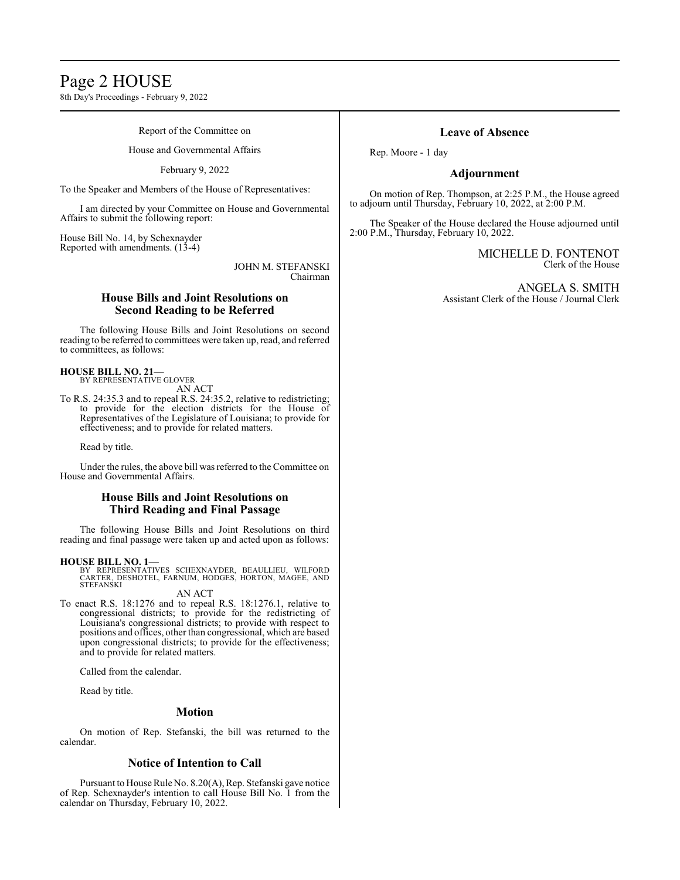Report of the Committee on

House and Governmental Affairs

February 9, 2022

To the Speaker and Members of the House of Representatives:

I am directed by your Committee on House and Governmental Affairs to submit the following report:

House Bill No. 14, by Schexnayder
Reported with amendments. (13-4)

JOHN M. STEFANSKI
Chairman

## House Bills and Joint Resolutions on Second Reading to be Referred

The following House Bills and Joint Resolutions on second reading to be referred to committees were taken up, read, and referred to committees, as follows:

**HOUSE BILL NO. 21—**
BY REPRESENTATIVE GLOVER
AN ACT
To R.S. 24:35.3 and to repeal R.S. 24:35.2, relative to redistricting; to provide for the election districts for the House of Representatives of the Legislature of Louisiana; to provide for effectiveness; and to provide for related matters.

Read by title.

Under the rules, the above bill was referred to the Committee on House and Governmental Affairs.

## House Bills and Joint Resolutions on Third Reading and Final Passage

The following House Bills and Joint Resolutions on third reading and final passage were taken up and acted upon as follows:

**HOUSE BILL NO. 1—**
BY REPRESENTATIVES SCHEXNAYDER, BEAULLIEU, WILFORD CARTER, DESHOTEL, FARNUM, HODGES, HORTON, MAGEE, AND STEFANSKI
AN ACT
To enact R.S. 18:1276 and to repeal R.S. 18:1276.1, relative to congressional districts; to provide for the redistricting of Louisiana's congressional districts; to provide with respect to positions and offices, other than congressional, which are based upon congressional districts; to provide for the effectiveness; and to provide for related matters.

Called from the calendar.

Read by title.

## Motion

On motion of Rep. Stefanski, the bill was returned to the calendar.

## Notice of Intention to Call

Pursuant to House Rule No. 8.20(A), Rep. Stefanski gave notice of Rep. Schexnayder's intention to call House Bill No. 1 from the calendar on Thursday, February 10, 2022.

## Leave of Absence

Rep. Moore - 1 day

## Adjournment

On motion of Rep. Thompson, at 2:25 P.M., the House agreed to adjourn until Thursday, February 10, 2022, at 2:00 P.M.

The Speaker of the House declared the House adjourned until 2:00 P.M., Thursday, February 10, 2022.

MICHELLE D. FONTENOT
Clerk of the House

ANGELA S. SMITH
Assistant Clerk of the House / Journal Clerk